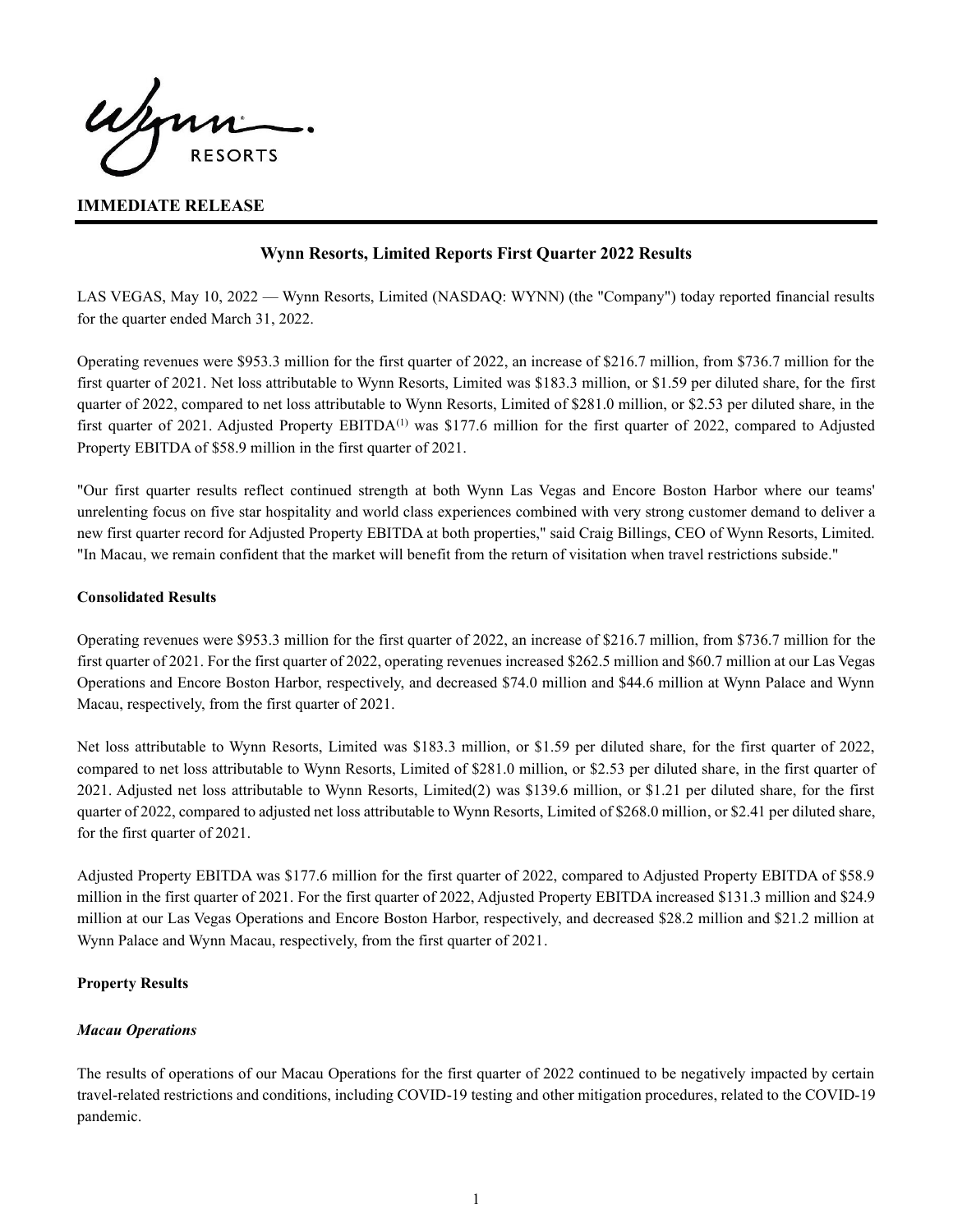**IMMEDIATE RELEASE**

# Wynn Resorts, Limited Reports First Quarter 2022 Results

LAS VEGAS, May 10, 2022 — Wynn Resorts, Limited (NASDAQ: WYNN) (the "Company") today reported financial results for the quarter ended March 31, 2022.

Operating revenues were $953.3 million for the first quarter of 2022, an increase of $216.7 million, from $736.7 million for the first quarter of 2021. Net loss attributable to Wynn Resorts, Limited was $183.3 million, or $1.59 per diluted share, for the first quarter of 2022, compared to net loss attributable to Wynn Resorts, Limited of $281.0 million, or $2.53 per diluted share, in the first quarter of 2021. Adjusted Property EBITDA(1) was $177.6 million for the first quarter of 2022, compared to Adjusted Property EBITDA of $58.9 million in the first quarter of 2021.

"Our first quarter results reflect continued strength at both Wynn Las Vegas and Encore Boston Harbor where our teams' unrelenting focus on five star hospitality and world class experiences combined with very strong customer demand to deliver a new first quarter record for Adjusted Property EBITDA at both properties," said Craig Billings, CEO of Wynn Resorts, Limited. "In Macau, we remain confident that the market will benefit from the return of visitation when travel restrictions subside."

## Consolidated Results

Operating revenues were $953.3 million for the first quarter of 2022, an increase of $216.7 million, from $736.7 million for the first quarter of 2021. For the first quarter of 2022, operating revenues increased $262.5 million and $60.7 million at our Las Vegas Operations and Encore Boston Harbor, respectively, and decreased $74.0 million and $44.6 million at Wynn Palace and Wynn Macau, respectively, from the first quarter of 2021.

Net loss attributable to Wynn Resorts, Limited was $183.3 million, or $1.59 per diluted share, for the first quarter of 2022, compared to net loss attributable to Wynn Resorts, Limited of $281.0 million, or $2.53 per diluted share, in the first quarter of 2021. Adjusted net loss attributable to Wynn Resorts, Limited(2) was $139.6 million, or $1.21 per diluted share, for the first quarter of 2022, compared to adjusted net loss attributable to Wynn Resorts, Limited of $268.0 million, or $2.41 per diluted share, for the first quarter of 2021.

Adjusted Property EBITDA was $177.6 million for the first quarter of 2022, compared to Adjusted Property EBITDA of $58.9 million in the first quarter of 2021. For the first quarter of 2022, Adjusted Property EBITDA increased $131.3 million and $24.9 million at our Las Vegas Operations and Encore Boston Harbor, respectively, and decreased $28.2 million and $21.2 million at Wynn Palace and Wynn Macau, respectively, from the first quarter of 2021.

## Property Results

### *Macau Operations*

The results of operations of our Macau Operations for the first quarter of 2022 continued to be negatively impacted by certain travel-related restrictions and conditions, including COVID-19 testing and other mitigation procedures, related to the COVID-19 pandemic.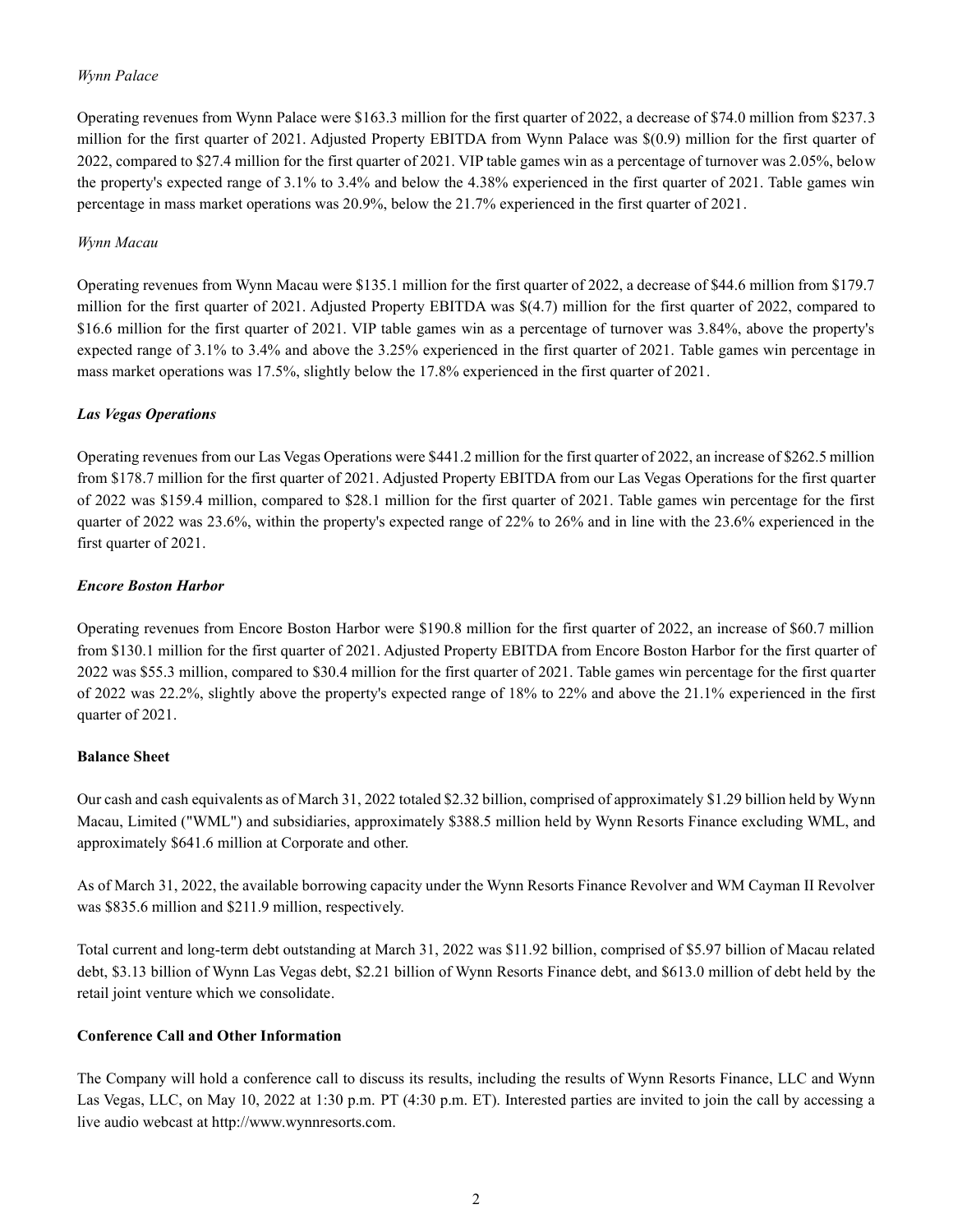*Wynn Palace*

Operating revenues from Wynn Palace were $163.3 million for the first quarter of 2022, a decrease of $74.0 million from $237.3 million for the first quarter of 2021. Adjusted Property EBITDA from Wynn Palace was $(0.9) million for the first quarter of 2022, compared to $27.4 million for the first quarter of 2021. VIP table games win as a percentage of turnover was 2.05%, below the property's expected range of 3.1% to 3.4% and below the 4.38% experienced in the first quarter of 2021. Table games win percentage in mass market operations was 20.9%, below the 21.7% experienced in the first quarter of 2021.

*Wynn Macau*

Operating revenues from Wynn Macau were $135.1 million for the first quarter of 2022, a decrease of $44.6 million from $179.7 million for the first quarter of 2021. Adjusted Property EBITDA was $(4.7) million for the first quarter of 2022, compared to $16.6 million for the first quarter of 2021. VIP table games win as a percentage of turnover was 3.84%, above the property's expected range of 3.1% to 3.4% and above the 3.25% experienced in the first quarter of 2021. Table games win percentage in mass market operations was 17.5%, slightly below the 17.8% experienced in the first quarter of 2021.

***Las Vegas Operations***

Operating revenues from our Las Vegas Operations were $441.2 million for the first quarter of 2022, an increase of $262.5 million from $178.7 million for the first quarter of 2021. Adjusted Property EBITDA from our Las Vegas Operations for the first quarter of 2022 was $159.4 million, compared to $28.1 million for the first quarter of 2021. Table games win percentage for the first quarter of 2022 was 23.6%, within the property's expected range of 22% to 26% and in line with the 23.6% experienced in the first quarter of 2021.

***Encore Boston Harbor***

Operating revenues from Encore Boston Harbor were $190.8 million for the first quarter of 2022, an increase of $60.7 million from $130.1 million for the first quarter of 2021. Adjusted Property EBITDA from Encore Boston Harbor for the first quarter of 2022 was $55.3 million, compared to $30.4 million for the first quarter of 2021. Table games win percentage for the first quarter of 2022 was 22.2%, slightly above the property's expected range of 18% to 22% and above the 21.1% experienced in the first quarter of 2021.

**Balance Sheet**

Our cash and cash equivalents as of March 31, 2022 totaled $2.32 billion, comprised of approximately $1.29 billion held by Wynn Macau, Limited ("WML") and subsidiaries, approximately $388.5 million held by Wynn Resorts Finance excluding WML, and approximately $641.6 million at Corporate and other.

As of March 31, 2022, the available borrowing capacity under the Wynn Resorts Finance Revolver and WM Cayman II Revolver was $835.6 million and $211.9 million, respectively.

Total current and long-term debt outstanding at March 31, 2022 was $11.92 billion, comprised of $5.97 billion of Macau related debt, $3.13 billion of Wynn Las Vegas debt, $2.21 billion of Wynn Resorts Finance debt, and $613.0 million of debt held by the retail joint venture which we consolidate.

**Conference Call and Other Information**

The Company will hold a conference call to discuss its results, including the results of Wynn Resorts Finance, LLC and Wynn Las Vegas, LLC, on May 10, 2022 at 1:30 p.m. PT (4:30 p.m. ET). Interested parties are invited to join the call by accessing a live audio webcast at http://www.wynnresorts.com.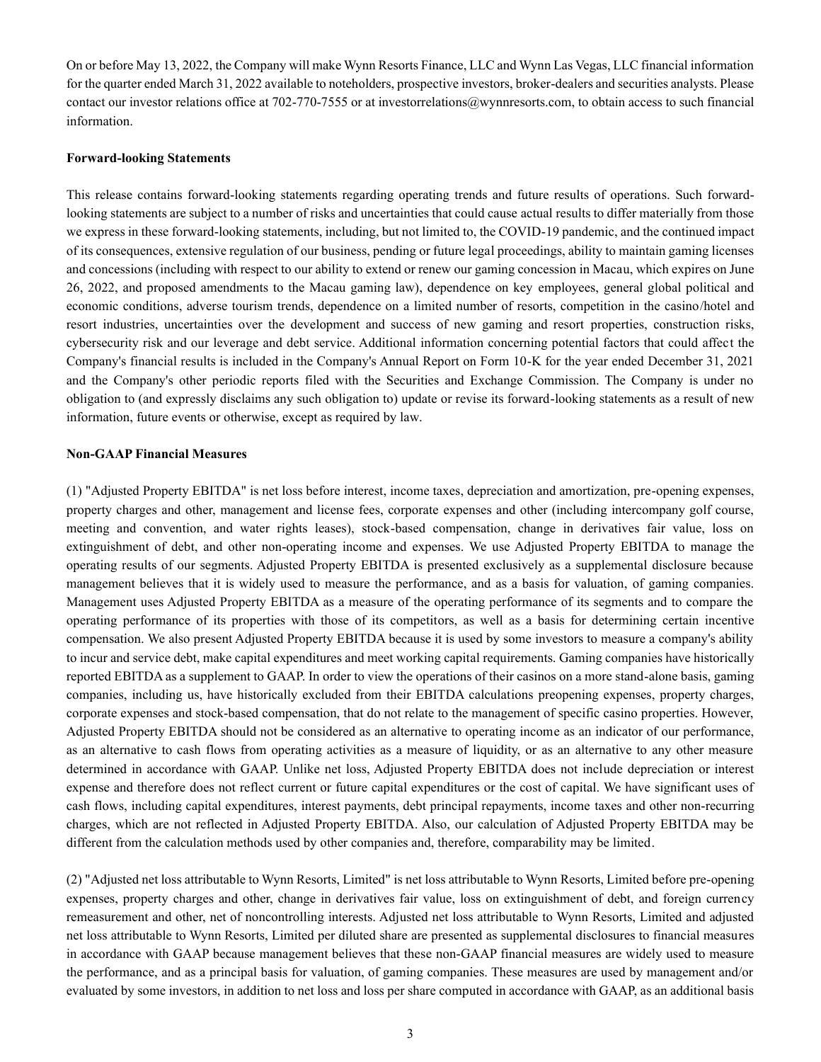On or before May 13, 2022, the Company will make Wynn Resorts Finance, LLC and Wynn Las Vegas, LLC financial information for the quarter ended March 31, 2022 available to noteholders, prospective investors, broker-dealers and securities analysts. Please contact our investor relations office at 702-770-7555 or at investorrelations@wynnresorts.com, to obtain access to such financial information.

**Forward-looking Statements**

This release contains forward-looking statements regarding operating trends and future results of operations. Such forward-looking statements are subject to a number of risks and uncertainties that could cause actual results to differ materially from those we express in these forward-looking statements, including, but not limited to, the COVID-19 pandemic, and the continued impact of its consequences, extensive regulation of our business, pending or future legal proceedings, ability to maintain gaming licenses and concessions (including with respect to our ability to extend or renew our gaming concession in Macau, which expires on June 26, 2022, and proposed amendments to the Macau gaming law), dependence on key employees, general global political and economic conditions, adverse tourism trends, dependence on a limited number of resorts, competition in the casino/hotel and resort industries, uncertainties over the development and success of new gaming and resort properties, construction risks, cybersecurity risk and our leverage and debt service. Additional information concerning potential factors that could affect the Company's financial results is included in the Company's Annual Report on Form 10-K for the year ended December 31, 2021 and the Company's other periodic reports filed with the Securities and Exchange Commission. The Company is under no obligation to (and expressly disclaims any such obligation to) update or revise its forward-looking statements as a result of new information, future events or otherwise, except as required by law.

**Non-GAAP Financial Measures**

(1) "Adjusted Property EBITDA" is net loss before interest, income taxes, depreciation and amortization, pre-opening expenses, property charges and other, management and license fees, corporate expenses and other (including intercompany golf course, meeting and convention, and water rights leases), stock-based compensation, change in derivatives fair value, loss on extinguishment of debt, and other non-operating income and expenses. We use Adjusted Property EBITDA to manage the operating results of our segments. Adjusted Property EBITDA is presented exclusively as a supplemental disclosure because management believes that it is widely used to measure the performance, and as a basis for valuation, of gaming companies. Management uses Adjusted Property EBITDA as a measure of the operating performance of its segments and to compare the operating performance of its properties with those of its competitors, as well as a basis for determining certain incentive compensation. We also present Adjusted Property EBITDA because it is used by some investors to measure a company's ability to incur and service debt, make capital expenditures and meet working capital requirements. Gaming companies have historically reported EBITDA as a supplement to GAAP. In order to view the operations of their casinos on a more stand-alone basis, gaming companies, including us, have historically excluded from their EBITDA calculations preopening expenses, property charges, corporate expenses and stock-based compensation, that do not relate to the management of specific casino properties. However, Adjusted Property EBITDA should not be considered as an alternative to operating income as an indicator of our performance, as an alternative to cash flows from operating activities as a measure of liquidity, or as an alternative to any other measure determined in accordance with GAAP. Unlike net loss, Adjusted Property EBITDA does not include depreciation or interest expense and therefore does not reflect current or future capital expenditures or the cost of capital. We have significant uses of cash flows, including capital expenditures, interest payments, debt principal repayments, income taxes and other non-recurring charges, which are not reflected in Adjusted Property EBITDA. Also, our calculation of Adjusted Property EBITDA may be different from the calculation methods used by other companies and, therefore, comparability may be limited.

(2) "Adjusted net loss attributable to Wynn Resorts, Limited" is net loss attributable to Wynn Resorts, Limited before pre-opening expenses, property charges and other, change in derivatives fair value, loss on extinguishment of debt, and foreign currency remeasurement and other, net of noncontrolling interests. Adjusted net loss attributable to Wynn Resorts, Limited and adjusted net loss attributable to Wynn Resorts, Limited per diluted share are presented as supplemental disclosures to financial measures in accordance with GAAP because management believes that these non-GAAP financial measures are widely used to measure the performance, and as a principal basis for valuation, of gaming companies. These measures are used by management and/or evaluated by some investors, in addition to net loss and loss per share computed in accordance with GAAP, as an additional basis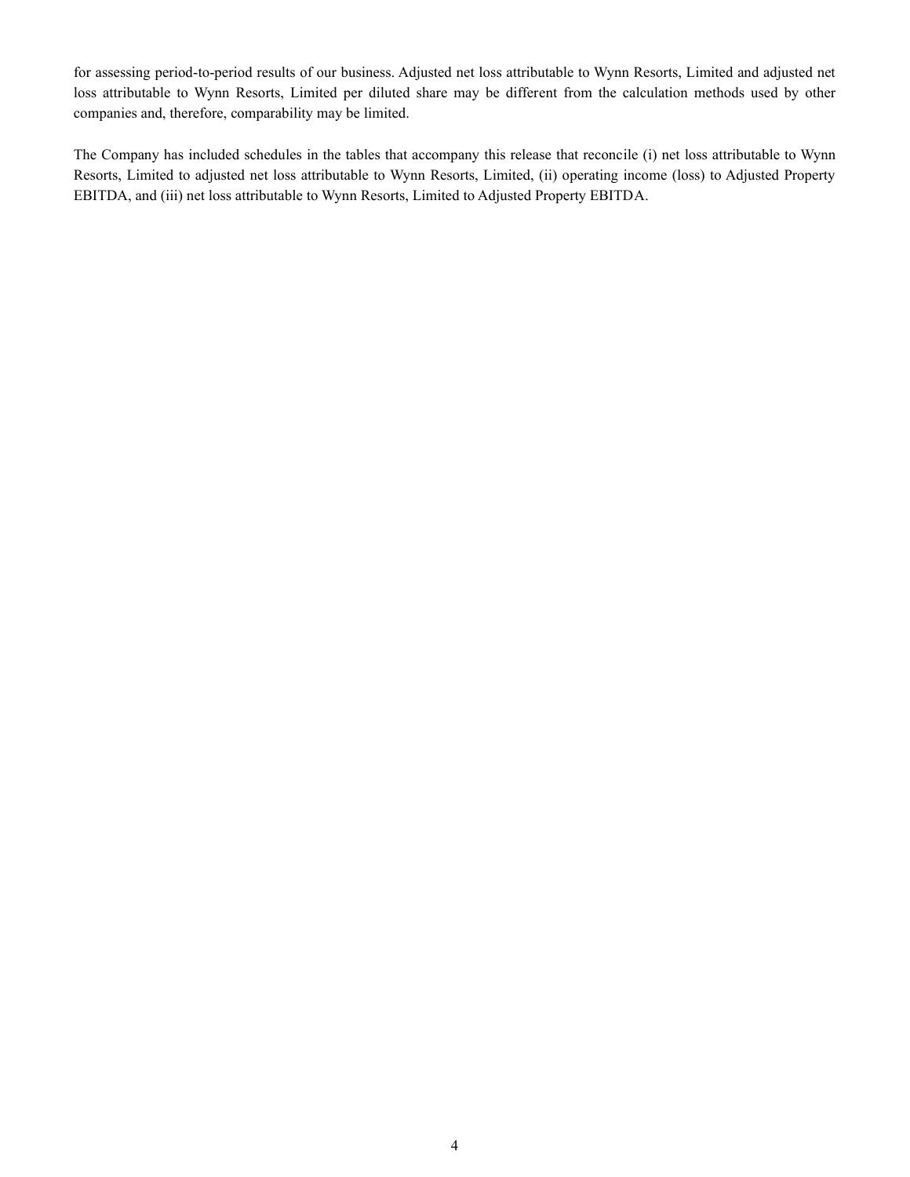for assessing period-to-period results of our business. Adjusted net loss attributable to Wynn Resorts, Limited and adjusted net loss attributable to Wynn Resorts, Limited per diluted share may be different from the calculation methods used by other companies and, therefore, comparability may be limited.

The Company has included schedules in the tables that accompany this release that reconcile (i) net loss attributable to Wynn Resorts, Limited to adjusted net loss attributable to Wynn Resorts, Limited, (ii) operating income (loss) to Adjusted Property EBITDA, and (iii) net loss attributable to Wynn Resorts, Limited to Adjusted Property EBITDA.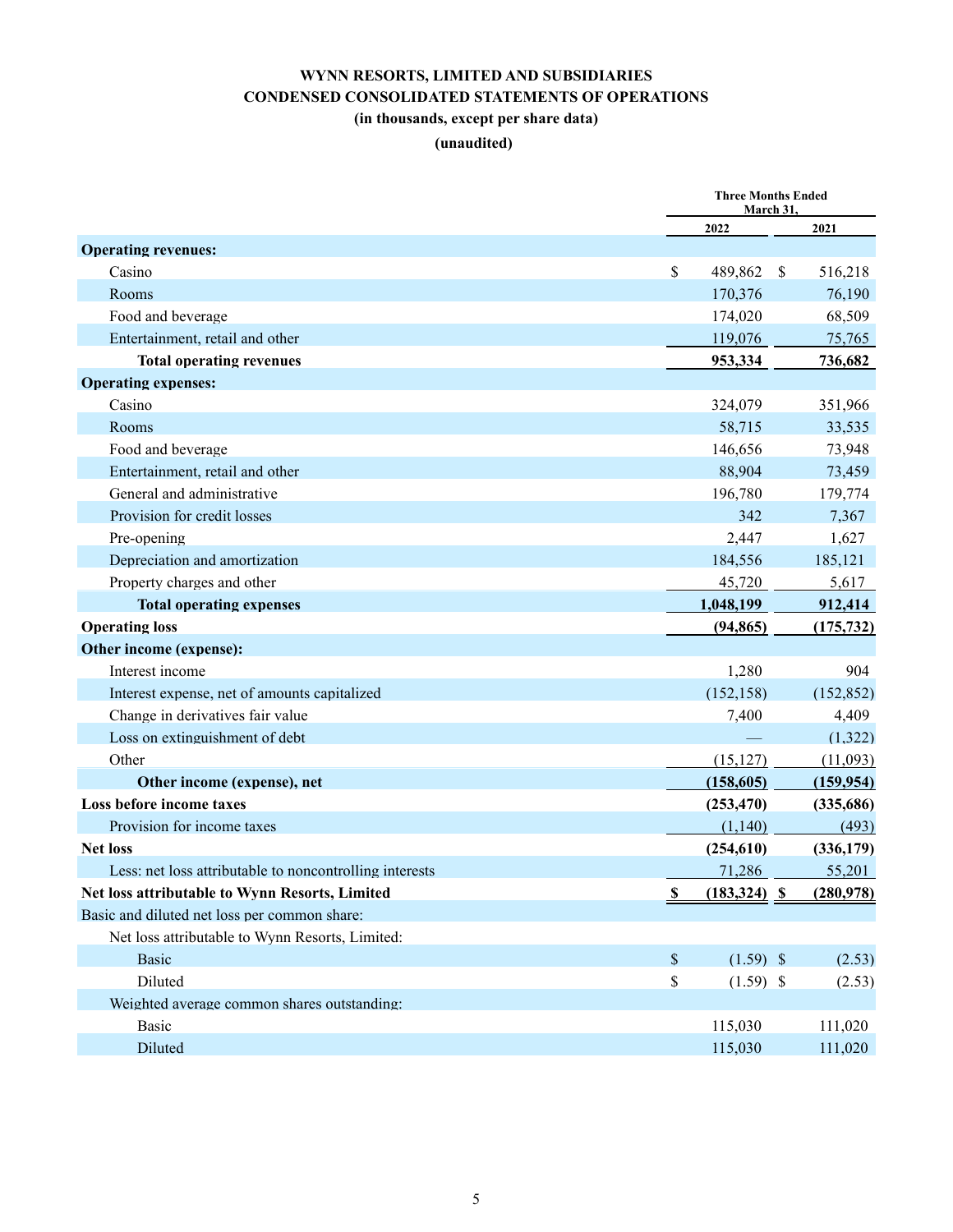# WYNN RESORTS, LIMITED AND SUBSIDIARIES

## CONDENSED CONSOLIDATED STATEMENTS OF OPERATIONS

**(in thousands, except per share data)**

**(unaudited)**

| | Three Months Ended March 31, | |
|---|---|---|
| | **2022** | **2021** |
| **Operating revenues:** | | |
| Casino | $ 489,862 | $ 516,218 |
| Rooms | 170,376 | 76,190 |
| Food and beverage | 174,020 | 68,509 |
| Entertainment, retail and other | 119,076 | 75,765 |
| **Total operating revenues** | **953,334** | **736,682** |
| **Operating expenses:** | | |
| Casino | 324,079 | 351,966 |
| Rooms | 58,715 | 33,535 |
| Food and beverage | 146,656 | 73,948 |
| Entertainment, retail and other | 88,904 | 73,459 |
| General and administrative | 196,780 | 179,774 |
| Provision for credit losses | 342 | 7,367 |
| Pre-opening | 2,447 | 1,627 |
| Depreciation and amortization | 184,556 | 185,121 |
| Property charges and other | 45,720 | 5,617 |
| **Total operating expenses** | **1,048,199** | **912,414** |
| **Operating loss** | **(94,865)** | **(175,732)** |
| **Other income (expense):** | | |
| Interest income | 1,280 | 904 |
| Interest expense, net of amounts capitalized | (152,158) | (152,852) |
| Change in derivatives fair value | 7,400 | 4,409 |
| Loss on extinguishment of debt | — | (1,322) |
| Other | (15,127) | (11,093) |
| **Other income (expense), net** | **(158,605)** | **(159,954)** |
| **Loss before income taxes** | **(253,470)** | **(335,686)** |
| Provision for income taxes | (1,140) | (493) |
| **Net loss** | **(254,610)** | **(336,179)** |
| Less: net loss attributable to noncontrolling interests | 71,286 | 55,201 |
| **Net loss attributable to Wynn Resorts, Limited** | **$ (183,324)** | **$ (280,978)** |
| Basic and diluted net loss per common share: | | |
| Net loss attributable to Wynn Resorts, Limited: | | |
| Basic | $ (1.59) | $ (2.53) |
| Diluted | $ (1.59) | $ (2.53) |
| Weighted average common shares outstanding: | | |
| Basic | 115,030 | 111,020 |
| Diluted | 115,030 | 111,020 |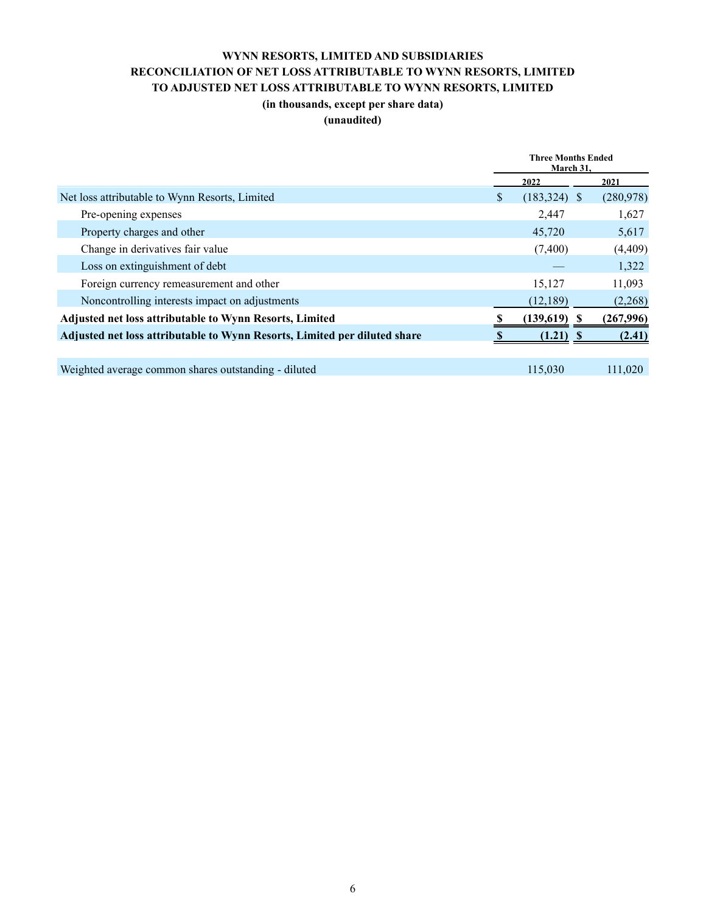**WYNN RESORTS, LIMITED AND SUBSIDIARIES**
**RECONCILIATION OF NET LOSS ATTRIBUTABLE TO WYNN RESORTS, LIMITED**
**TO ADJUSTED NET LOSS ATTRIBUTABLE TO WYNN RESORTS, LIMITED**
**(in thousands, except per share data)**
**(unaudited)**

| | Three Months Ended March 31, | |
|---|---|---|
| | 2022 | 2021 |
| Net loss attributable to Wynn Resorts, Limited | $ (183,324) | $ (280,978) |
| Pre-opening expenses | 2,447 | 1,627 |
| Property charges and other | 45,720 | 5,617 |
| Change in derivatives fair value | (7,400) | (4,409) |
| Loss on extinguishment of debt | — | 1,322 |
| Foreign currency remeasurement and other | 15,127 | 11,093 |
| Noncontrolling interests impact on adjustments | (12,189) | (2,268) |
| **Adjusted net loss attributable to Wynn Resorts, Limited** | **$ (139,619)** | **$ (267,996)** |
| **Adjusted net loss attributable to Wynn Resorts, Limited per diluted share** | **$ (1.21)** | **$ (2.41)** |
| | | |
| Weighted average common shares outstanding - diluted | 115,030 | 111,020 |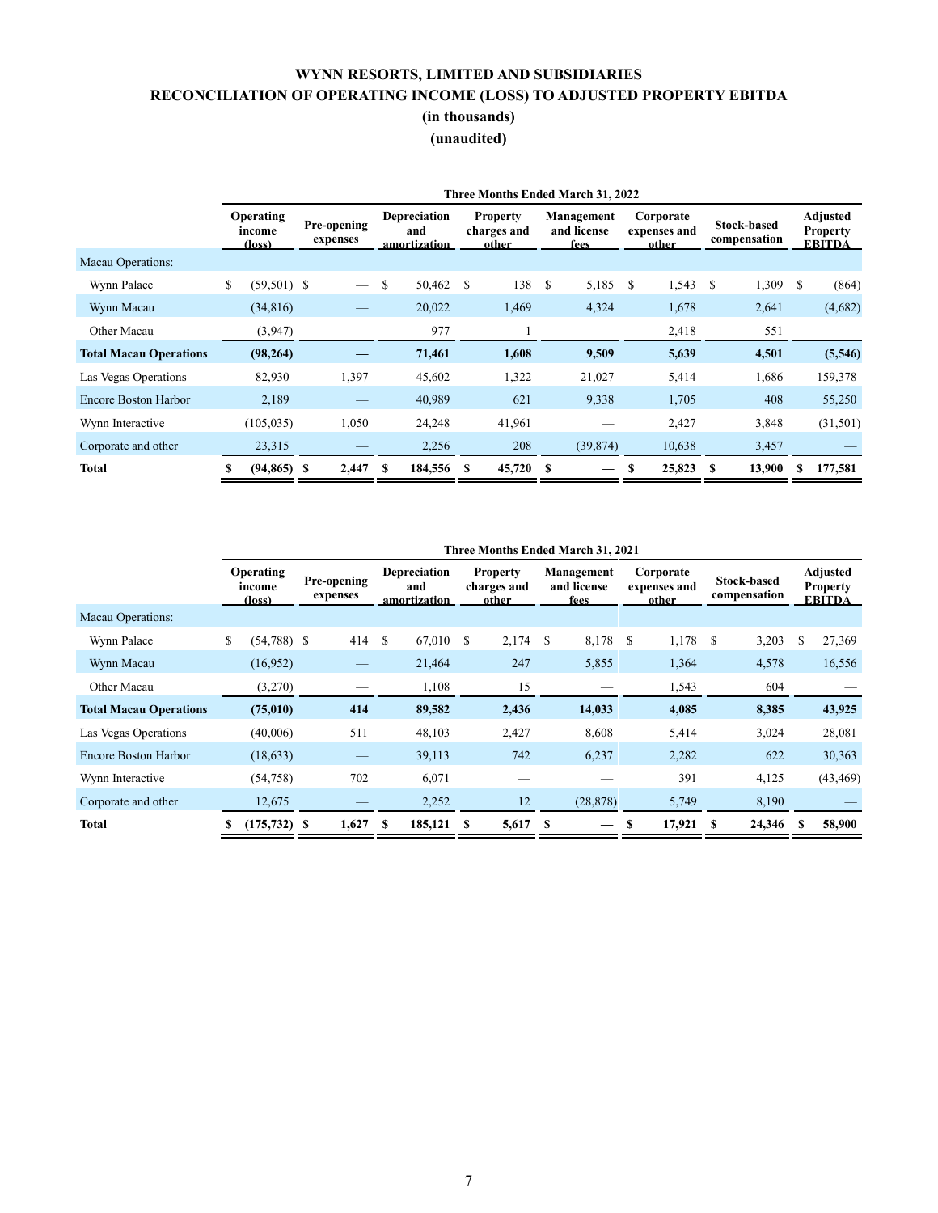# WYNN RESORTS, LIMITED AND SUBSIDIARIES
# RECONCILIATION OF OPERATING INCOME (LOSS) TO ADJUSTED PROPERTY EBITDA
## (in thousands)
## (unaudited)

| | Three Months Ended March 31, 2022 | | | | | | | |
|---|---|---|---|---|---|---|---|---|
| | Operating income (loss) | Pre-opening expenses | Depreciation and amortization | Property charges and other | Management and license fees | Corporate expenses and other | Stock-based compensation | Adjusted Property EBITDA |
| Macau Operations: | | | | | | | | |
| Wynn Palace | $ (59,501) | $ — | $ 50,462 | $ 138 | $ 5,185 | $ 1,543 | $ 1,309 | $ (864) |
| Wynn Macau | (34,816) | — | 20,022 | 1,469 | 4,324 | 1,678 | 2,641 | (4,682) |
| Other Macau | (3,947) | — | 977 | 1 | — | 2,418 | 551 | — |
| **Total Macau Operations** | **(98,264)** | **—** | **71,461** | **1,608** | **9,509** | **5,639** | **4,501** | **(5,546)** |
| Las Vegas Operations | 82,930 | 1,397 | 45,602 | 1,322 | 21,027 | 5,414 | 1,686 | 159,378 |
| Encore Boston Harbor | 2,189 | — | 40,989 | 621 | 9,338 | 1,705 | 408 | 55,250 |
| Wynn Interactive | (105,035) | 1,050 | 24,248 | 41,961 | — | 2,427 | 3,848 | (31,501) |
| Corporate and other | 23,315 | — | 2,256 | 208 | (39,874) | 10,638 | 3,457 | — |
| **Total** | **$ (94,865)** | **$ 2,447** | **$ 184,556** | **$ 45,720** | **$ —** | **$ 25,823** | **$ 13,900** | **$ 177,581** |

| | Three Months Ended March 31, 2021 | | | | | | | |
|---|---|---|---|---|---|---|---|---|
| | Operating income (loss) | Pre-opening expenses | Depreciation and amortization | Property charges and other | Management and license fees | Corporate expenses and other | Stock-based compensation | Adjusted Property EBITDA |
| Macau Operations: | | | | | | | | |
| Wynn Palace | $ (54,788) | $ 414 | $ 67,010 | $ 2,174 | $ 8,178 | $ 1,178 | $ 3,203 | $ 27,369 |
| Wynn Macau | (16,952) | — | 21,464 | 247 | 5,855 | 1,364 | 4,578 | 16,556 |
| Other Macau | (3,270) | — | 1,108 | 15 | — | 1,543 | 604 | — |
| **Total Macau Operations** | **(75,010)** | **414** | **89,582** | **2,436** | **14,033** | **4,085** | **8,385** | **43,925** |
| Las Vegas Operations | (40,006) | 511 | 48,103 | 2,427 | 8,608 | 5,414 | 3,024 | 28,081 |
| Encore Boston Harbor | (18,633) | — | 39,113 | 742 | 6,237 | 2,282 | 622 | 30,363 |
| Wynn Interactive | (54,758) | 702 | 6,071 | — | — | 391 | 4,125 | (43,469) |
| Corporate and other | 12,675 | — | 2,252 | 12 | (28,878) | 5,749 | 8,190 | — |
| **Total** | **$ (175,732)** | **$ 1,627** | **$ 185,121** | **$ 5,617** | **$ —** | **$ 17,921** | **$ 24,346** | **$ 58,900** |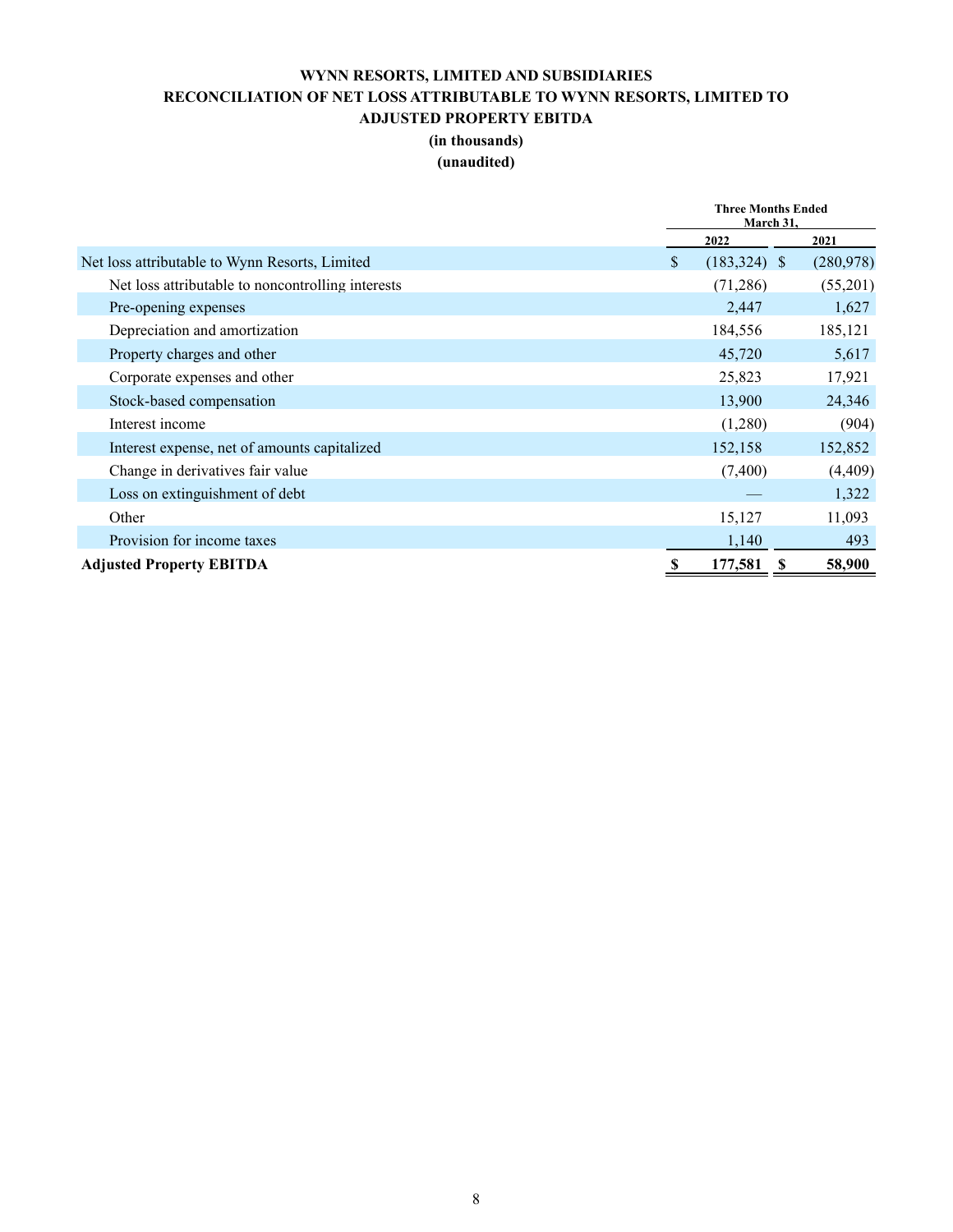# WYNN RESORTS, LIMITED AND SUBSIDIARIES
## RECONCILIATION OF NET LOSS ATTRIBUTABLE TO WYNN RESORTS, LIMITED TO ADJUSTED PROPERTY EBITDA
### (in thousands)
### (unaudited)

| | Three Months Ended March 31, | |
|---|---|---|
| | 2022 | 2021 |
| Net loss attributable to Wynn Resorts, Limited | $ (183,324) | $ (280,978) |
| Net loss attributable to noncontrolling interests | (71,286) | (55,201) |
| Pre-opening expenses | 2,447 | 1,627 |
| Depreciation and amortization | 184,556 | 185,121 |
| Property charges and other | 45,720 | 5,617 |
| Corporate expenses and other | 25,823 | 17,921 |
| Stock-based compensation | 13,900 | 24,346 |
| Interest income | (1,280) | (904) |
| Interest expense, net of amounts capitalized | 152,158 | 152,852 |
| Change in derivatives fair value | (7,400) | (4,409) |
| Loss on extinguishment of debt | — | 1,322 |
| Other | 15,127 | 11,093 |
| Provision for income taxes | 1,140 | 493 |
| **Adjusted Property EBITDA** | **$ 177,581** | **$ 58,900** |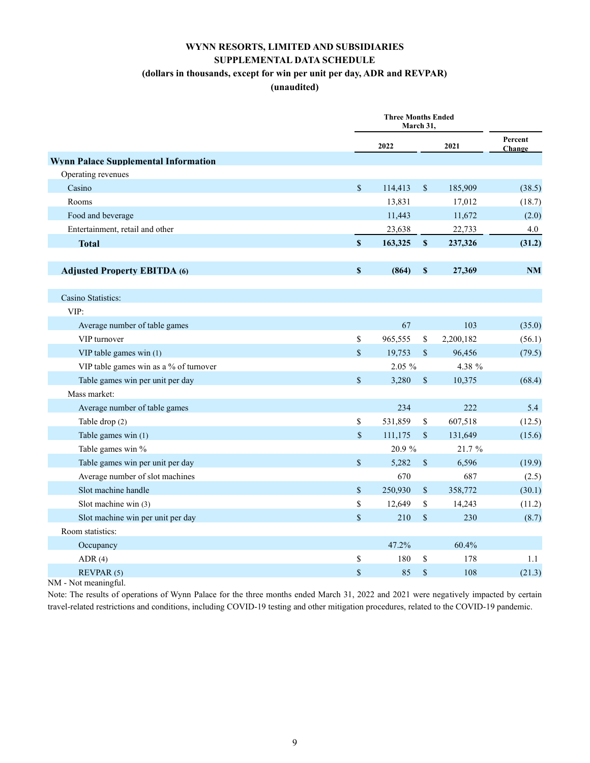# WYNN RESORTS, LIMITED AND SUBSIDIARIES
## SUPPLEMENTAL DATA SCHEDULE
### (dollars in thousands, except for win per unit per day, ADR and REVPAR)
### (unaudited)

| | Three Months Ended March 31, | | |
|---|---|---|---|
| | **2022** | **2021** | **Percent Change** |
| **Wynn Palace Supplemental Information** | | | |
| Operating revenues | | | |
| Casino | $ 114,413 | $ 185,909 | (38.5) |
| Rooms | 13,831 | 17,012 | (18.7) |
| Food and beverage | 11,443 | 11,672 | (2.0) |
| Entertainment, retail and other | 23,638 | 22,733 | 4.0 |
| **Total** | **$ 163,325** | **$ 237,326** | **(31.2)** |
| | | | |
| **Adjusted Property EBITDA (6)** | **$ (864)** | **$ 27,369** | **NM** |
| | | | |
| Casino Statistics: | | | |
| VIP: | | | |
| Average number of table games | 67 | 103 | (35.0) |
| VIP turnover | $ 965,555 | $ 2,200,182 | (56.1) |
| VIP table games win (1) | $ 19,753 | $ 96,456 | (79.5) |
| VIP table games win as a % of turnover | 2.05 % | 4.38 % | |
| Table games win per unit per day | $ 3,280 | $ 10,375 | (68.4) |
| Mass market: | | | |
| Average number of table games | 234 | 222 | 5.4 |
| Table drop (2) | $ 531,859 | $ 607,518 | (12.5) |
| Table games win (1) | $ 111,175 | $ 131,649 | (15.6) |
| Table games win % | 20.9 % | 21.7 % | |
| Table games win per unit per day | $ 5,282 | $ 6,596 | (19.9) |
| Average number of slot machines | 670 | 687 | (2.5) |
| Slot machine handle | $ 250,930 | $ 358,772 | (30.1) |
| Slot machine win (3) | $ 12,649 | $ 14,243 | (11.2) |
| Slot machine win per unit per day | $ 210 | $ 230 | (8.7) |
| Room statistics: | | | |
| Occupancy | 47.2% | 60.4% | |
| ADR (4) | $ 180 | $ 178 | 1.1 |
| REVPAR (5) | $ 85 | $ 108 | (21.3) |

NM - Not meaningful.

Note: The results of operations of Wynn Palace for the three months ended March 31, 2022 and 2021 were negatively impacted by certain travel-related restrictions and conditions, including COVID-19 testing and other mitigation procedures, related to the COVID-19 pandemic.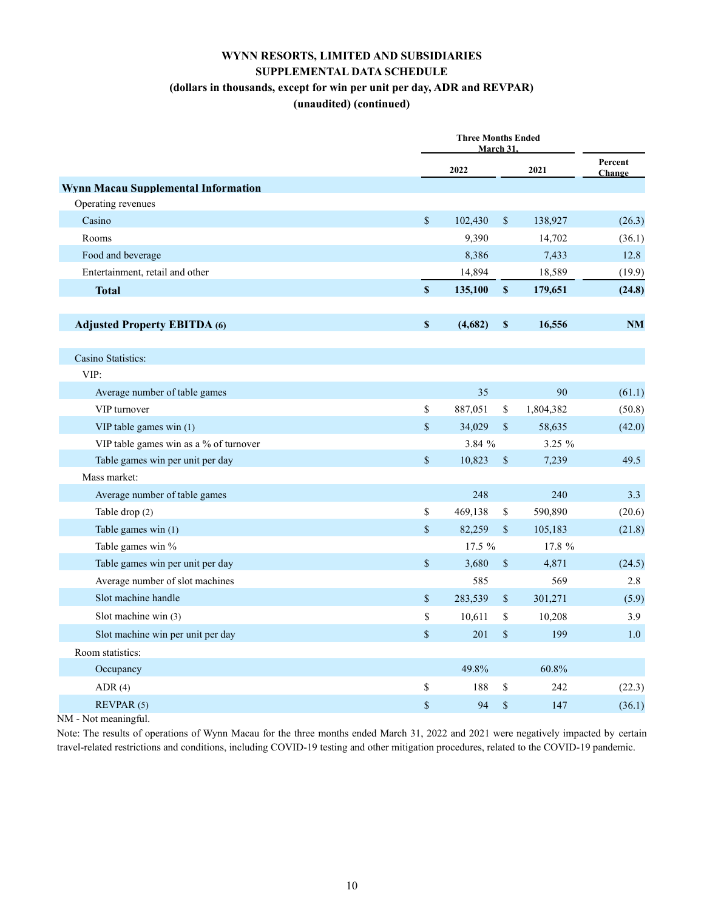# WYNN RESORTS, LIMITED AND SUBSIDIARIES
## SUPPLEMENTAL DATA SCHEDULE
### (dollars in thousands, except for win per unit per day, ADR and REVPAR)
### (unaudited) (continued)

| | Three Months Ended March 31, | | |
|---|---|---|---|
| | 2022 | 2021 | Percent Change |
| **Wynn Macau Supplemental Information** | | | |
| Operating revenues | | | |
| Casino | $ 102,430 | $ 138,927 | (26.3) |
| Rooms | 9,390 | 14,702 | (36.1) |
| Food and beverage | 8,386 | 7,433 | 12.8 |
| Entertainment, retail and other | 14,894 | 18,589 | (19.9) |
| **Total** | **$ 135,100** | **$ 179,651** | **(24.8)** |
| | | | |
| **Adjusted Property EBITDA (6)** | **$ (4,682)** | **$ 16,556** | **NM** |
| | | | |
| Casino Statistics: | | | |
| VIP: | | | |
| Average number of table games | 35 | 90 | (61.1) |
| VIP turnover | $ 887,051 | $ 1,804,382 | (50.8) |
| VIP table games win (1) | $ 34,029 | $ 58,635 | (42.0) |
| VIP table games win as a % of turnover | 3.84 % | 3.25 % | |
| Table games win per unit per day | $ 10,823 | $ 7,239 | 49.5 |
| Mass market: | | | |
| Average number of table games | 248 | 240 | 3.3 |
| Table drop (2) | $ 469,138 | $ 590,890 | (20.6) |
| Table games win (1) | $ 82,259 | $ 105,183 | (21.8) |
| Table games win % | 17.5 % | 17.8 % | |
| Table games win per unit per day | $ 3,680 | $ 4,871 | (24.5) |
| Average number of slot machines | 585 | 569 | 2.8 |
| Slot machine handle | $ 283,539 | $ 301,271 | (5.9) |
| Slot machine win (3) | $ 10,611 | $ 10,208 | 3.9 |
| Slot machine win per unit per day | $ 201 | $ 199 | 1.0 |
| Room statistics: | | | |
| Occupancy | 49.8% | 60.8% | |
| ADR (4) | $ 188 | $ 242 | (22.3) |
| REVPAR (5) | $ 94 | $ 147 | (36.1) |

NM - Not meaningful.

Note: The results of operations of Wynn Macau for the three months ended March 31, 2022 and 2021 were negatively impacted by certain travel-related restrictions and conditions, including COVID-19 testing and other mitigation procedures, related to the COVID-19 pandemic.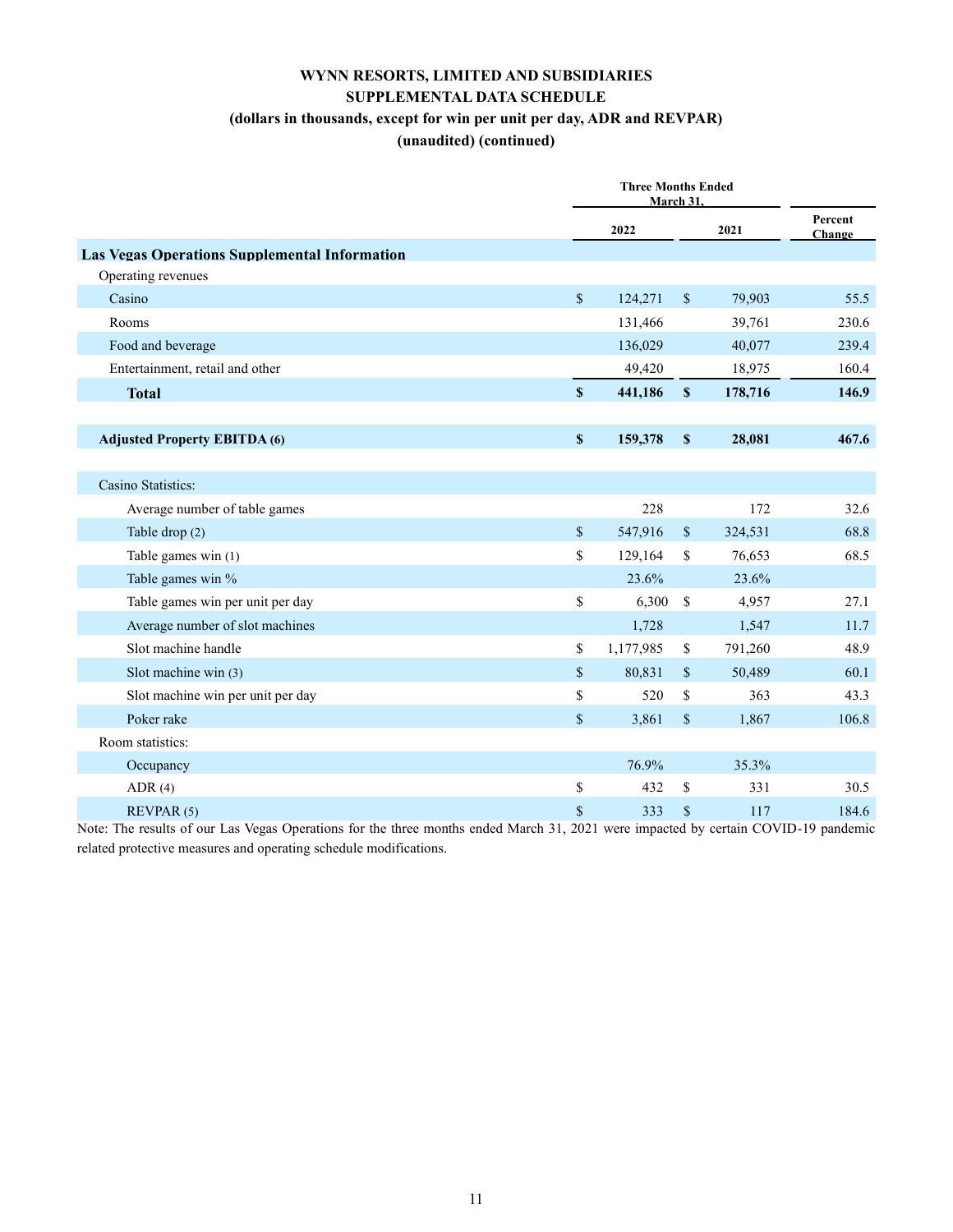# WYNN RESORTS, LIMITED AND SUBSIDIARIES
## SUPPLEMENTAL DATA SCHEDULE
### (dollars in thousands, except for win per unit per day, ADR and REVPAR)
### (unaudited) (continued)

| | Three Months Ended March 31, | | |
|---|---|---|---|
| | 2022 | 2021 | Percent Change |
| **Las Vegas Operations Supplemental Information** | | | |
| Operating revenues | | | |
| Casino | $ 124,271 | $ 79,903 | 55.5 |
| Rooms | 131,466 | 39,761 | 230.6 |
| Food and beverage | 136,029 | 40,077 | 239.4 |
| Entertainment, retail and other | 49,420 | 18,975 | 160.4 |
| **Total** | **$ 441,186** | **$ 178,716** | **146.9** |
| | | | |
| **Adjusted Property EBITDA (6)** | **$ 159,378** | **$ 28,081** | **467.6** |
| | | | |
| Casino Statistics: | | | |
| Average number of table games | 228 | 172 | 32.6 |
| Table drop (2) | $ 547,916 | $ 324,531 | 68.8 |
| Table games win (1) | $ 129,164 | $ 76,653 | 68.5 |
| Table games win % | 23.6% | 23.6% | |
| Table games win per unit per day | $ 6,300 | $ 4,957 | 27.1 |
| Average number of slot machines | 1,728 | 1,547 | 11.7 |
| Slot machine handle | $ 1,177,985 | $ 791,260 | 48.9 |
| Slot machine win (3) | $ 80,831 | $ 50,489 | 60.1 |
| Slot machine win per unit per day | $ 520 | $ 363 | 43.3 |
| Poker rake | $ 3,861 | $ 1,867 | 106.8 |
| Room statistics: | | | |
| Occupancy | 76.9% | 35.3% | |
| ADR (4) | $ 432 | $ 331 | 30.5 |
| REVPAR (5) | $ 333 | $ 117 | 184.6 |

Note: The results of our Las Vegas Operations for the three months ended March 31, 2021 were impacted by certain COVID-19 pandemic related protective measures and operating schedule modifications.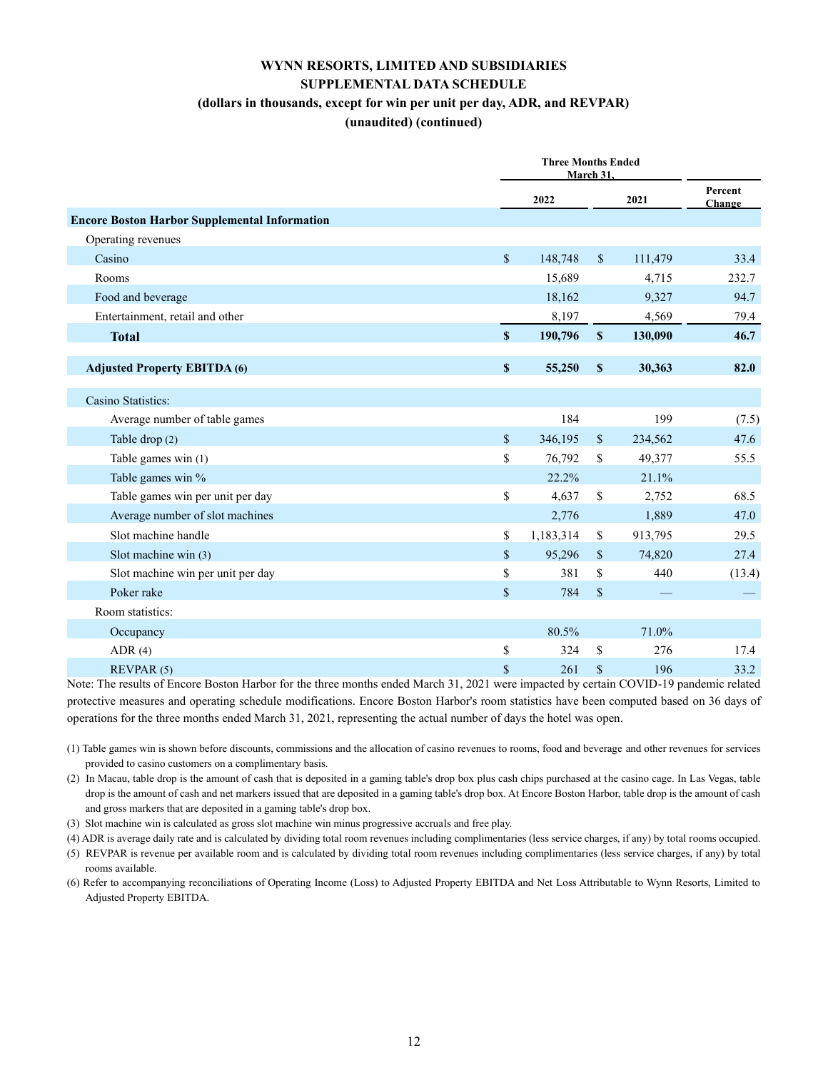**WYNN RESORTS, LIMITED AND SUBSIDIARIES**
**SUPPLEMENTAL DATA SCHEDULE**
**(dollars in thousands, except for win per unit per day, ADR, and REVPAR)**
**(unaudited) (continued)**

| | Three Months Ended March 31, | | |
|---|---|---|---|
| | 2022 | 2021 | Percent Change |
| **Encore Boston Harbor Supplemental Information** | | | |
| Operating revenues | | | |
| Casino | $ 148,748 | $ 111,479 | 33.4 |
| Rooms | 15,689 | 4,715 | 232.7 |
| Food and beverage | 18,162 | 9,327 | 94.7 |
| Entertainment, retail and other | 8,197 | 4,569 | 79.4 |
| **Total** | **$ 190,796** | **$ 130,090** | **46.7** |
| | | | |
| **Adjusted Property EBITDA (6)** | **$ 55,250** | **$ 30,363** | **82.0** |
| | | | |
| Casino Statistics: | | | |
| Average number of table games | 184 | 199 | (7.5) |
| Table drop (2) | $ 346,195 | $ 234,562 | 47.6 |
| Table games win (1) | $ 76,792 | $ 49,377 | 55.5 |
| Table games win % | 22.2% | 21.1% | |
| Table games win per unit per day | $ 4,637 | $ 2,752 | 68.5 |
| Average number of slot machines | 2,776 | 1,889 | 47.0 |
| Slot machine handle | $ 1,183,314 | $ 913,795 | 29.5 |
| Slot machine win (3) | $ 95,296 | $ 74,820 | 27.4 |
| Slot machine win per unit per day | $ 381 | $ 440 | (13.4) |
| Poker rake | $ 784 | $ — | — |
| Room statistics: | | | |
| Occupancy | 80.5% | 71.0% | |
| ADR (4) | $ 324 | $ 276 | 17.4 |
| REVPAR (5) | $ 261 | $ 196 | 33.2 |

Note: The results of Encore Boston Harbor for the three months ended March 31, 2021 were impacted by certain COVID-19 pandemic related protective measures and operating schedule modifications. Encore Boston Harbor's room statistics have been computed based on 36 days of operations for the three months ended March 31, 2021, representing the actual number of days the hotel was open.

(1) Table games win is shown before discounts, commissions and the allocation of casino revenues to rooms, food and beverage and other revenues for services provided to casino customers on a complimentary basis.

(2) In Macau, table drop is the amount of cash that is deposited in a gaming table's drop box plus cash chips purchased at the casino cage. In Las Vegas, table drop is the amount of cash and net markers issued that are deposited in a gaming table's drop box. At Encore Boston Harbor, table drop is the amount of cash and gross markers that are deposited in a gaming table's drop box.

(3) Slot machine win is calculated as gross slot machine win minus progressive accruals and free play.

(4) ADR is average daily rate and is calculated by dividing total room revenues including complimentaries (less service charges, if any) by total rooms occupied.

(5) REVPAR is revenue per available room and is calculated by dividing total room revenues including complimentaries (less service charges, if any) by total rooms available.

(6) Refer to accompanying reconciliations of Operating Income (Loss) to Adjusted Property EBITDA and Net Loss Attributable to Wynn Resorts, Limited to Adjusted Property EBITDA.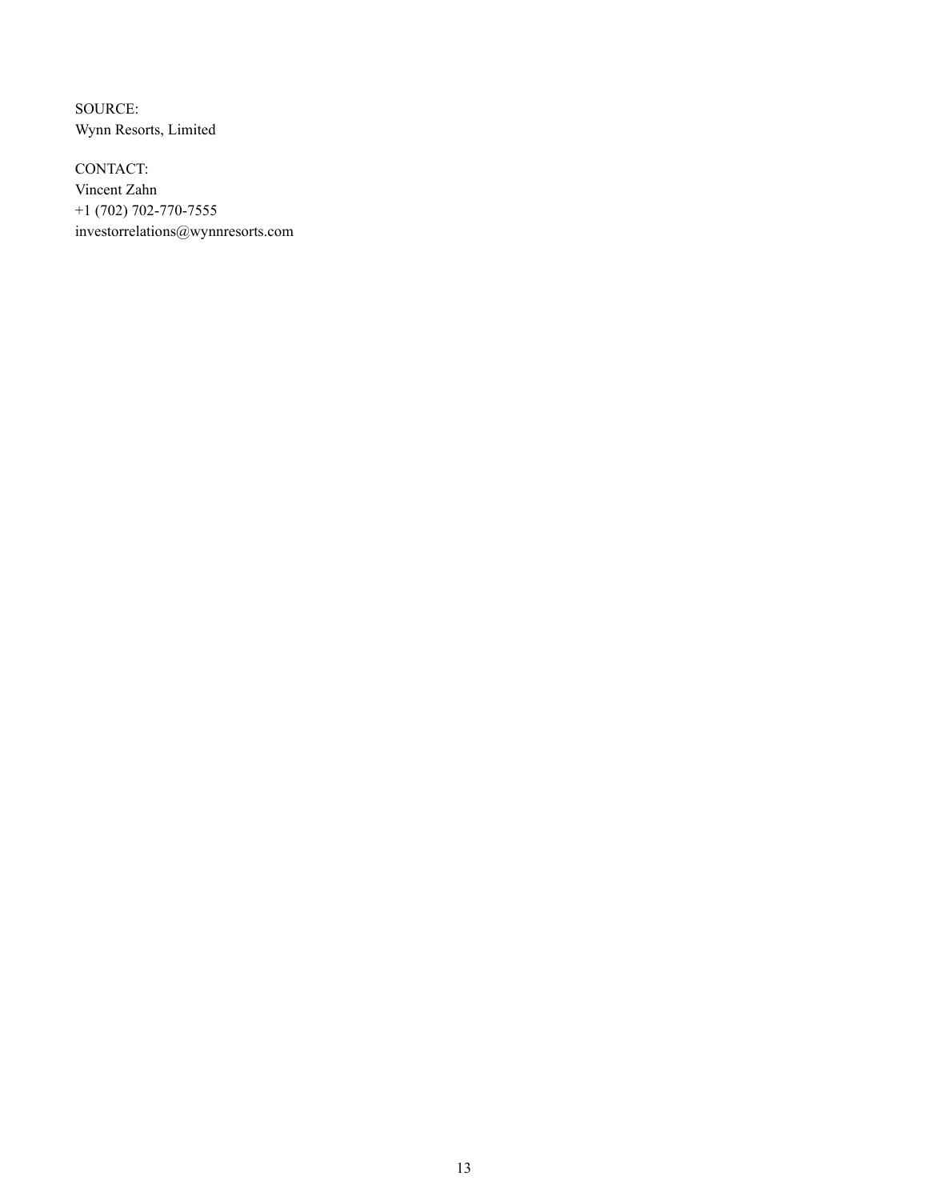SOURCE:
Wynn Resorts, Limited

CONTACT:
Vincent Zahn
+1 (702) 702-770-7555
investorrelations@wynnresorts.com